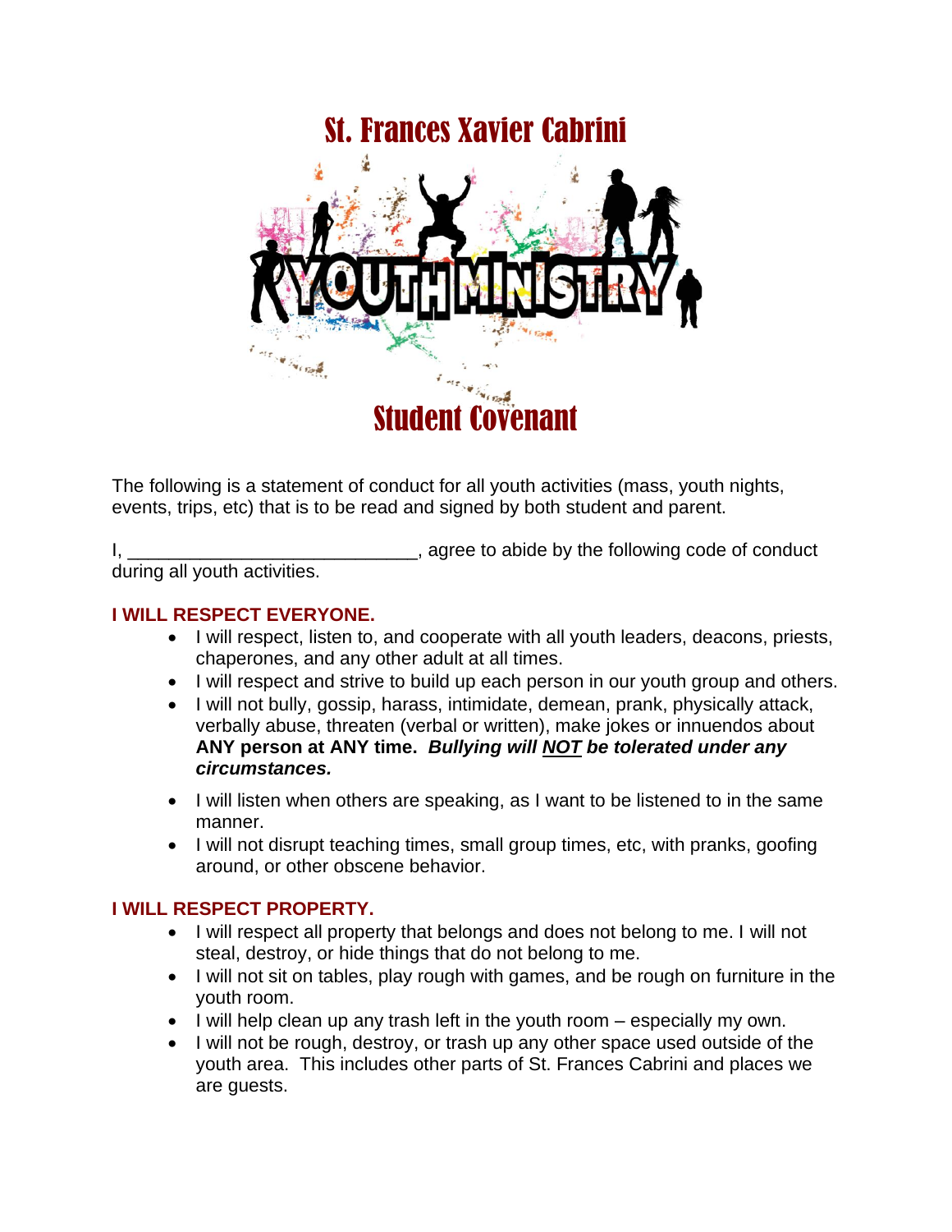# St. Frances Xavier Cabrini

YOUTH MINISTRY

# Student Covenant

The following is a statement of conduct for all youth activities (mass, youth nights, events, trips, etc) that is to be read and signed by both student and parent.

I, ____________________________, agree to abide by the following code of conduct during all youth activities.

## I WILL RESPECT EVERYONE.

- I will respect, listen to, and cooperate with all youth leaders, deacons, priests, chaperones, and any other adult at all times.
- I will respect and strive to build up each person in our youth group and others.
- I will not bully, gossip, harass, intimidate, demean, prank, physically attack, verbally abuse, threaten (verbal or written), make jokes or innuendos about **ANY person at ANY time.** ***Bullying will <u>NOT</u> be tolerated under any circumstances.***
- I will listen when others are speaking, as I want to be listened to in the same manner.
- I will not disrupt teaching times, small group times, etc, with pranks, goofing around, or other obscene behavior.

## I WILL RESPECT PROPERTY.

- I will respect all property that belongs and does not belong to me. I will not steal, destroy, or hide things that do not belong to me.
- I will not sit on tables, play rough with games, and be rough on furniture in the youth room.
- I will help clean up any trash left in the youth room – especially my own.
- I will not be rough, destroy, or trash up any other space used outside of the youth area. This includes other parts of St. Frances Cabrini and places we are guests.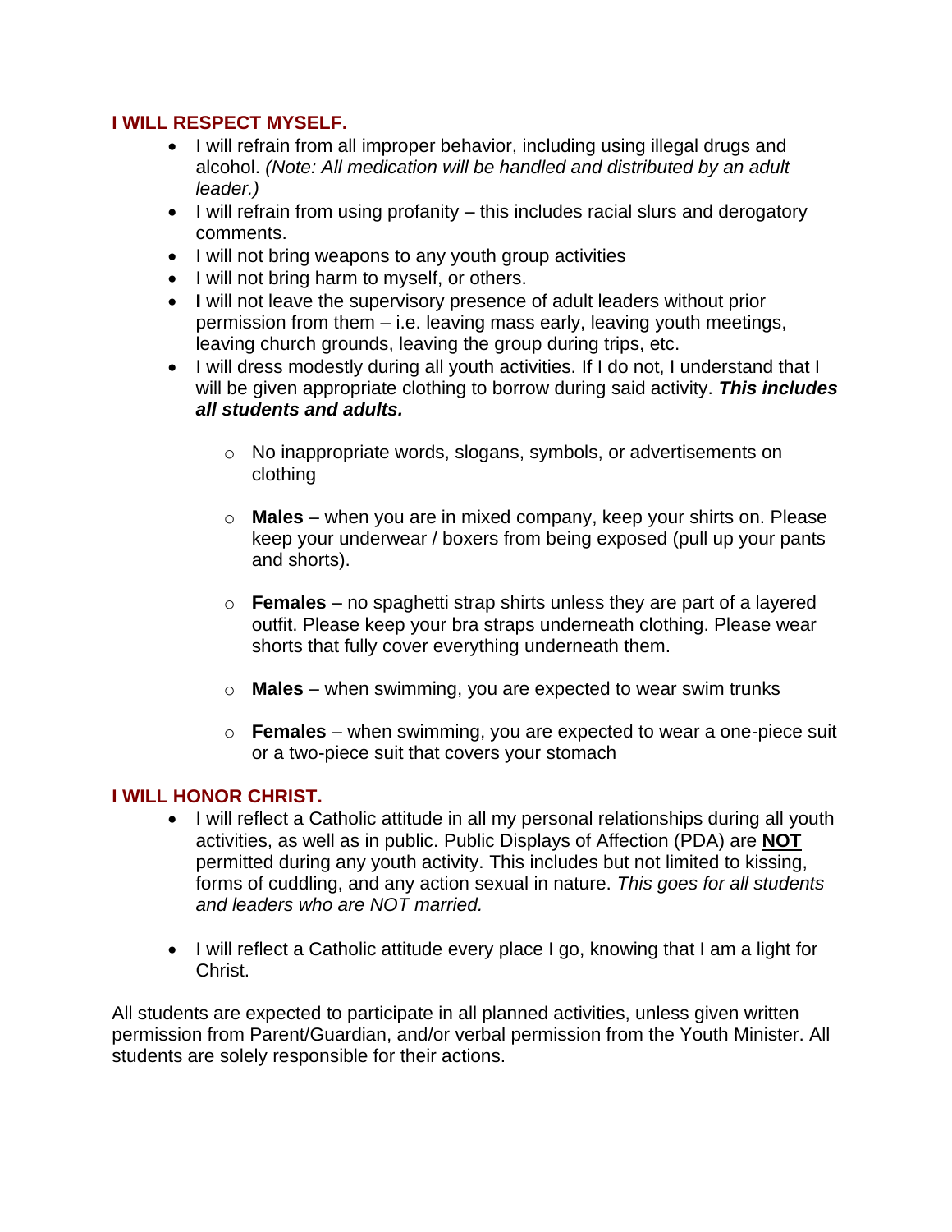### I WILL RESPECT MYSELF.

- I will refrain from all improper behavior, including using illegal drugs and alcohol. *(Note: All medication will be handled and distributed by an adult leader.)*
- I will refrain from using profanity – this includes racial slurs and derogatory comments.
- I will not bring weapons to any youth group activities
- I will not bring harm to myself, or others.
- **I** will not leave the supervisory presence of adult leaders without prior permission from them – i.e. leaving mass early, leaving youth meetings, leaving church grounds, leaving the group during trips, etc.
- I will dress modestly during all youth activities. If I do not, I understand that I will be given appropriate clothing to borrow during said activity. ***This includes all students and adults.***
  - No inappropriate words, slogans, symbols, or advertisements on clothing
  - **Males** – when you are in mixed company, keep your shirts on. Please keep your underwear / boxers from being exposed (pull up your pants and shorts).
  - **Females** – no spaghetti strap shirts unless they are part of a layered outfit. Please keep your bra straps underneath clothing. Please wear shorts that fully cover everything underneath them.
  - **Males** – when swimming, you are expected to wear swim trunks
  - **Females** – when swimming, you are expected to wear a one-piece suit or a two-piece suit that covers your stomach

### I WILL HONOR CHRIST.

- I will reflect a Catholic attitude in all my personal relationships during all youth activities, as well as in public. Public Displays of Affection (PDA) are **<u>NOT</u>** permitted during any youth activity. This includes but not limited to kissing, forms of cuddling, and any action sexual in nature. *This goes for all students and leaders who are NOT married.*
- I will reflect a Catholic attitude every place I go, knowing that I am a light for Christ.

All students are expected to participate in all planned activities, unless given written permission from Parent/Guardian, and/or verbal permission from the Youth Minister. All students are solely responsible for their actions.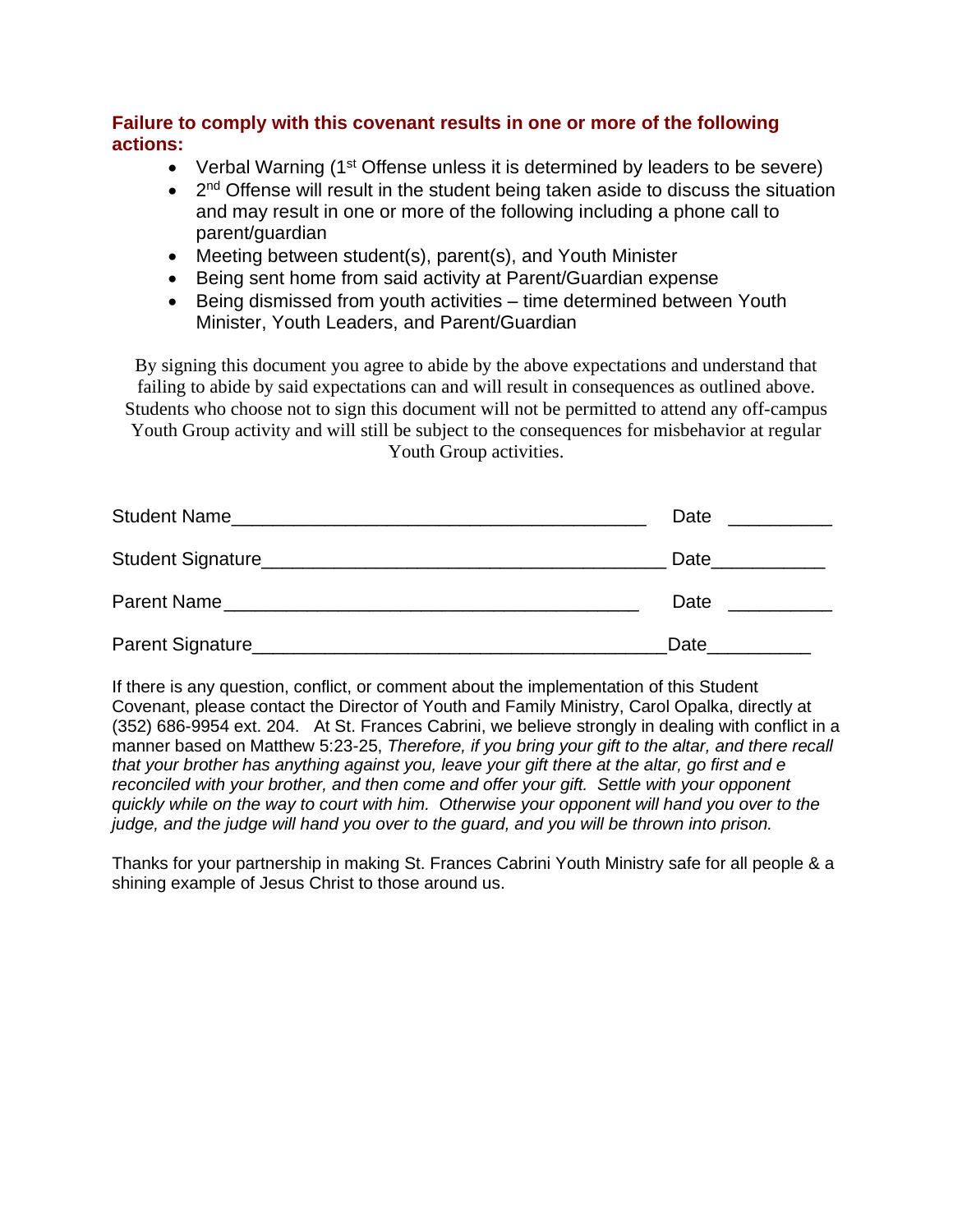**Failure to comply with this covenant results in one or more of the following actions:**

- Verbal Warning (1st Offense unless it is determined by leaders to be severe)
- 2nd Offense will result in the student being taken aside to discuss the situation and may result in one or more of the following including a phone call to parent/guardian
- Meeting between student(s), parent(s), and Youth Minister
- Being sent home from said activity at Parent/Guardian expense
- Being dismissed from youth activities – time determined between Youth Minister, Youth Leaders, and Parent/Guardian

By signing this document you agree to abide by the above expectations and understand that failing to abide by said expectations can and will result in consequences as outlined above. Students who choose not to sign this document will not be permitted to attend any off-campus Youth Group activity and will still be subject to the consequences for misbehavior at regular Youth Group activities.

Student Name_________________________________________ Date __________

Student Signature_______________________________________ Date___________

Parent Name __________________________________________ Date __________

Parent Signature________________________________________Date__________

If there is any question, conflict, or comment about the implementation of this Student Covenant, please contact the Director of Youth and Family Ministry, Carol Opalka, directly at (352) 686-9954 ext. 204. At St. Frances Cabrini, we believe strongly in dealing with conflict in a manner based on Matthew 5:23-25, *Therefore, if you bring your gift to the altar, and there recall that your brother has anything against you, leave your gift there at the altar, go first and e reconciled with your brother, and then come and offer your gift. Settle with your opponent quickly while on the way to court with him. Otherwise your opponent will hand you over to the judge, and the judge will hand you over to the guard, and you will be thrown into prison.*

Thanks for your partnership in making St. Frances Cabrini Youth Ministry safe for all people & a shining example of Jesus Christ to those around us.